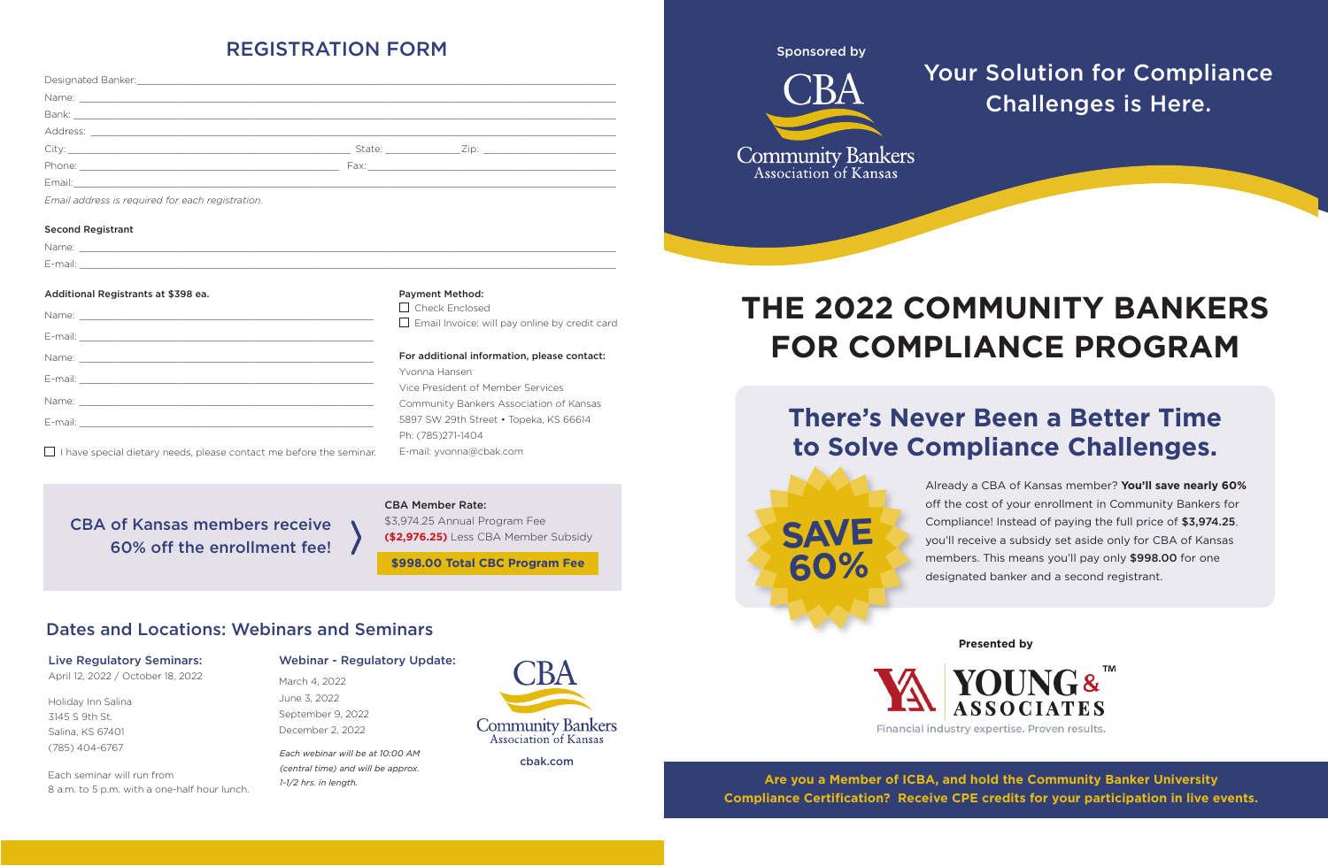## REGISTRATION FORM

Designated Banker: ____________________

Name: ____________________

Bank: ____________________

Address: ____________________

City: ____________________ State: __________ Zip: __________

Phone: ____________________ Fax: ____________________

Email: ____________________

*Email address is required for each registration.*

**Second Registrant**

Name: ____________________

E-mail: ____________________

**Additional Registrants at $398 ea.**

Name: ____________________

E-mail: ____________________

Name: ____________________

E-mail: ____________________

Name: ____________________

E-mail: ____________________

☐ I have special dietary needs, please contact me before the seminar.

**Payment Method:**

☐ Check Enclosed

☐ Email Invoice: will pay online by credit card

**For additional information, please contact:**

Yvonna Hansen
Vice President of Member Services
Community Bankers Association of Kansas
5897 SW 29th Street • Topeka, KS 66614
Ph: (785)271-1404
E-mail: yvonna@cbak.com

CBA of Kansas members receive 60% off the enrollment fee!

**CBA Member Rate:**
$3,974.25 Annual Program Fee
**($2,976.25)** Less CBA Member Subsidy

**$998.00 Total CBC Program Fee**

## Dates and Locations: Webinars and Seminars

**Live Regulatory Seminars:**
April 12, 2022 / October 18, 2022

Holiday Inn Salina
3145 S 9th St.
Salina, KS 67401
(785) 404-6767

Each seminar will run from 8 a.m. to 5 p.m. with a one-half hour lunch.

**Webinar - Regulatory Update:**
March 4, 2022
June 3, 2022
September 9, 2022
December 2, 2022

*Each webinar will be at 10:00 AM (central time) and will be approx. 1-1/2 hrs. in length.*

CBA Community Bankers Association of Kansas
cbak.com

Sponsored by

CBA Community Bankers Association of Kansas

Your Solution for Compliance Challenges is Here.

# THE 2022 COMMUNITY BANKERS FOR COMPLIANCE PROGRAM

## There's Never Been a Better Time to Solve Compliance Challenges.

SAVE 60%

Already a CBA of Kansas member? **You'll save nearly 60%** off the cost of your enrollment in Community Bankers for Compliance! Instead of paying the full price of **$3,974.25**, you'll receive a subsidy set aside only for CBA of Kansas members. This means you'll pay only **$998.00** for one designated banker and a second registrant.

**Presented by**

YOUNG & ASSOCIATES™
Financial industry expertise. Proven results.

**Are you a Member of ICBA, and hold the Community Banker University Compliance Certification? Receive CPE credits for your participation in live events.**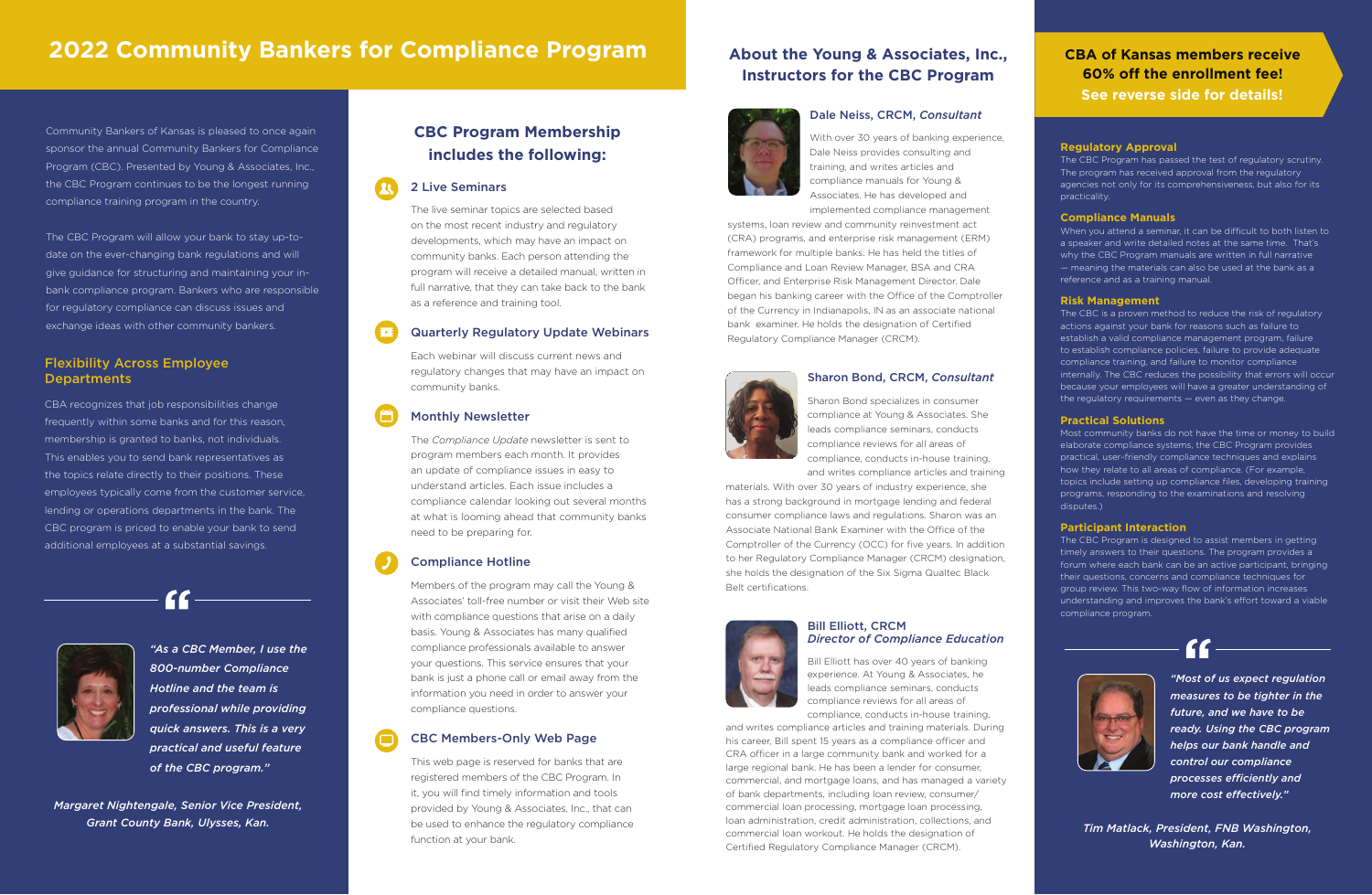# 2022 Community Bankers for Compliance Program

Community Bankers of Kansas is pleased to once again sponsor the annual Community Bankers for Compliance Program (CBC). Presented by Young & Associates, Inc., the CBC Program continues to be the longest running compliance training program in the country.

The CBC Program will allow your bank to stay up-to-date on the ever-changing bank regulations and will give guidance for structuring and maintaining your in-bank compliance program. Bankers who are responsible for regulatory compliance can discuss issues and exchange ideas with other community bankers.

## Flexibility Across Employee Departments

CBA recognizes that job responsibilities change frequently within some banks and for this reason, membership is granted to banks, not individuals. This enables you to send bank representatives as the topics relate directly to their positions. These employees typically come from the customer service, lending or operations departments in the bank. The CBC program is priced to enable your bank to send additional employees at a substantial savings.

*"As a CBC Member, I use the 800-number Compliance Hotline and the team is professional while providing quick answers. This is a very practical and useful feature of the CBC program."*

*Margaret Nightengale, Senior Vice President, Grant County Bank, Ulysses, Kan.*

## CBC Program Membership includes the following:

### 2 Live Seminars

The live seminar topics are selected based on the most recent industry and regulatory developments, which may have an impact on community banks. Each person attending the program will receive a detailed manual, written in full narrative, that they can take back to the bank as a reference and training tool.

### Quarterly Regulatory Update Webinars

Each webinar will discuss current news and regulatory changes that may have an impact on community banks.

### Monthly Newsletter

The *Compliance Update* newsletter is sent to program members each month. It provides an update of compliance issues in easy to understand articles. Each issue includes a compliance calendar looking out several months at what is looming ahead that community banks need to be preparing for.

### Compliance Hotline

Members of the program may call the Young & Associates' toll-free number or visit their Web site with compliance questions that arise on a daily basis. Young & Associates has many qualified compliance professionals available to answer your questions. This service ensures that your bank is just a phone call or email away from the information you need in order to answer your compliance questions.

### CBC Members-Only Web Page

This web page is reserved for banks that are registered members of the CBC Program. In it, you will find timely information and tools provided by Young & Associates, Inc., that can be used to enhance the regulatory compliance function at your bank.

## About the Young & Associates, Inc., Instructors for the CBC Program

### Dale Neiss, CRCM, *Consultant*

With over 30 years of banking experience, Dale Neiss provides consulting and training, and writes articles and compliance manuals for Young & Associates. He has developed and implemented compliance management systems, loan review and community reinvestment act (CRA) programs, and enterprise risk management (ERM) framework for multiple banks. He has held the titles of Compliance and Loan Review Manager, BSA and CRA Officer, and Enterprise Risk Management Director. Dale began his banking career with the Office of the Comptroller of the Currency in Indianapolis, IN as an associate national bank examiner. He holds the designation of Certified Regulatory Compliance Manager (CRCM).

### Sharon Bond, CRCM, *Consultant*

Sharon Bond specializes in consumer compliance at Young & Associates. She leads compliance seminars, conducts compliance reviews for all areas of compliance, conducts in-house training, and writes compliance articles and training materials. With over 30 years of industry experience, she has a strong background in mortgage lending and federal consumer compliance laws and regulations. Sharon was an Associate National Bank Examiner with the Office of the Comptroller of the Currency (OCC) for five years. In addition to her Regulatory Compliance Manager (CRCM) designation, she holds the designation of the Six Sigma Qualtec Black Belt certifications.

### Bill Elliott, CRCM
### *Director of Compliance Education*

Bill Elliott has over 40 years of banking experience. At Young & Associates, he leads compliance seminars, conducts compliance reviews for all areas of compliance, conducts in-house training, and writes compliance articles and training materials. During his career, Bill spent 15 years as a compliance officer and CRA officer in a large community bank and worked for a large regional bank. He has been a lender for consumer, commercial, and mortgage loans, and has managed a variety of bank departments, including loan review, consumer/commercial loan processing, mortgage loan processing, loan administration, credit administration, collections, and commercial loan workout. He holds the designation of Certified Regulatory Compliance Manager (CRCM).

**CBA of Kansas members receive 60% off the enrollment fee! See reverse side for details!**

### Regulatory Approval

The CBC Program has passed the test of regulatory scrutiny. The program has received approval from the regulatory agencies not only for its comprehensiveness, but also for its practicality.

### Compliance Manuals

When you attend a seminar, it can be difficult to both listen to a speaker and write detailed notes at the same time. That's why the CBC Program manuals are written in full narrative — meaning the materials can also be used at the bank as a reference and as a training manual.

### Risk Management

The CBC is a proven method to reduce the risk of regulatory actions against your bank for reasons such as failure to establish a valid compliance management program, failure to establish compliance policies, failure to provide adequate compliance training, and failure to monitor compliance internally. The CBC reduces the possibility that errors will occur because your employees will have a greater understanding of the regulatory requirements — even as they change.

### Practical Solutions

Most community banks do not have the time or money to build elaborate compliance systems, the CBC Program provides practical, user-friendly compliance techniques and explains how they relate to all areas of compliance. (For example, topics include setting up compliance files, developing training programs, responding to the examinations and resolving disputes.)

### Participant Interaction

The CBC Program is designed to assist members in getting timely answers to their questions. The program provides a forum where each bank can be an active participant, bringing their questions, concerns and compliance techniques for group review. This two-way flow of information increases understanding and improves the bank's effort toward a viable compliance program.

*"Most of us expect regulation measures to be tighter in the future, and we have to be ready. Using the CBC program helps our bank handle and control our compliance processes efficiently and more cost effectively."*

*Tim Matlack, President, FNB Washington, Washington, Kan.*